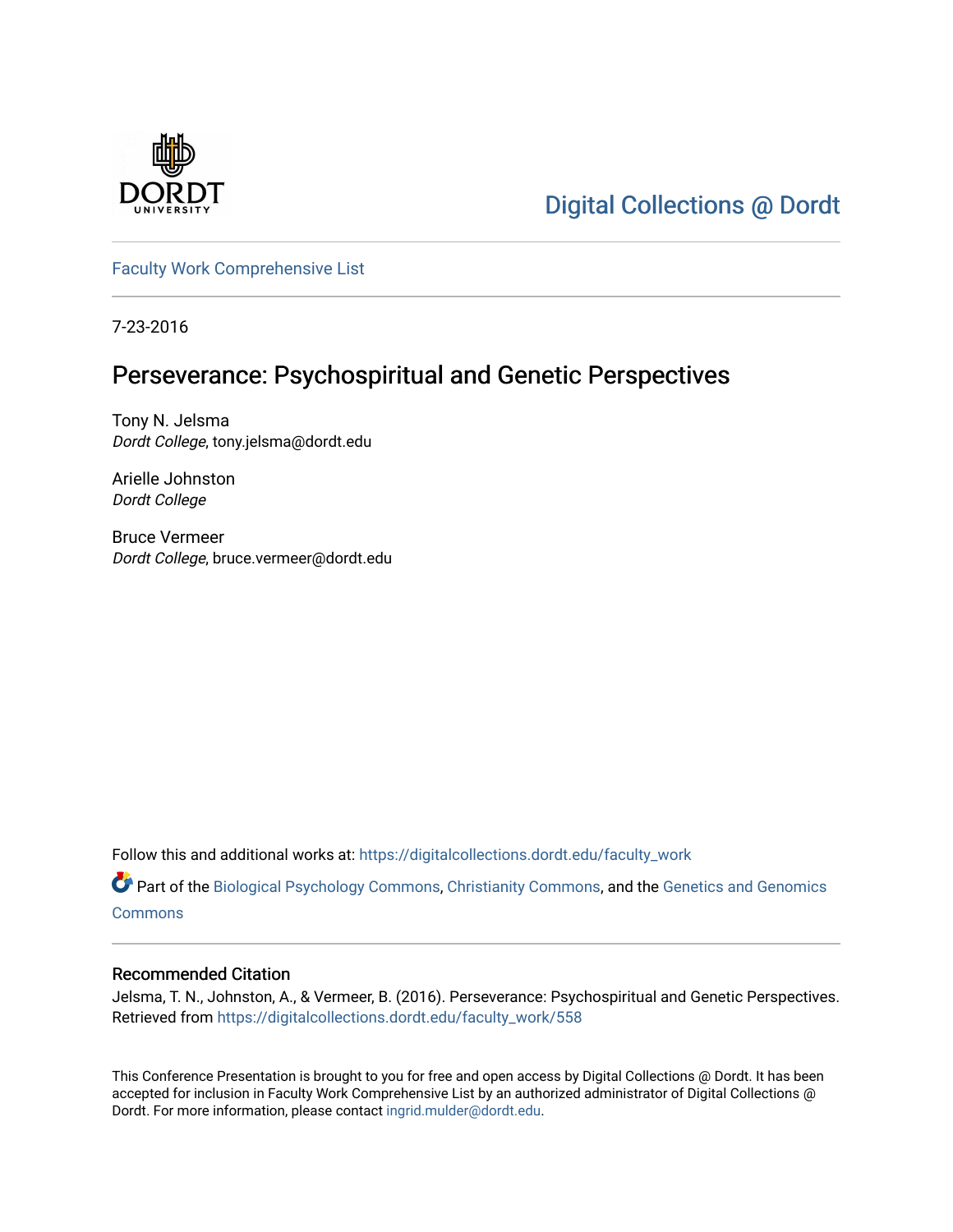Digital Collections @ Dordt

Faculty Work Comprehensive List

7-23-2016

# Perseverance: Psychospiritual and Genetic Perspectives

Tony N. Jelsma
*Dordt College*, tony.jelsma@dordt.edu

Arielle Johnston
*Dordt College*

Bruce Vermeer
*Dordt College*, bruce.vermeer@dordt.edu

Follow this and additional works at: https://digitalcollections.dordt.edu/faculty_work

Part of the Biological Psychology Commons, Christianity Commons, and the Genetics and Genomics Commons

## Recommended Citation

Jelsma, T. N., Johnston, A., & Vermeer, B. (2016). Perseverance: Psychospiritual and Genetic Perspectives. Retrieved from https://digitalcollections.dordt.edu/faculty_work/558

This Conference Presentation is brought to you for free and open access by Digital Collections @ Dordt. It has been accepted for inclusion in Faculty Work Comprehensive List by an authorized administrator of Digital Collections @ Dordt. For more information, please contact ingrid.mulder@dordt.edu.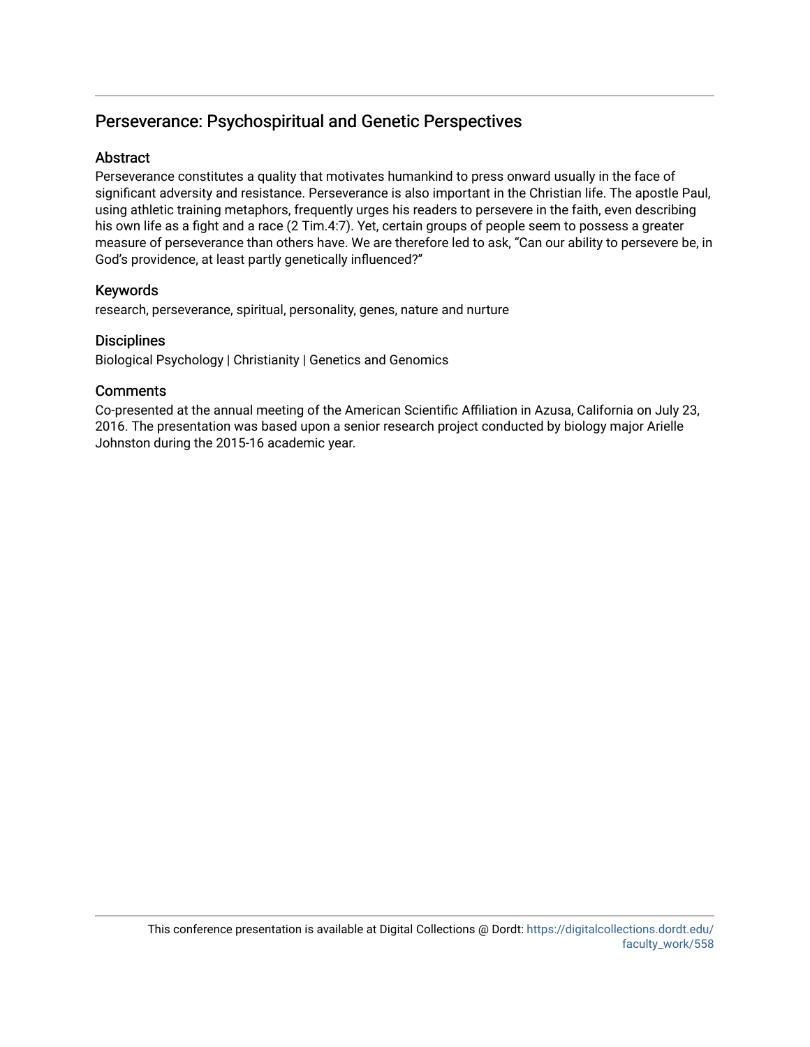# Perseverance: Psychospiritual and Genetic Perspectives

## Abstract

Perseverance constitutes a quality that motivates humankind to press onward usually in the face of significant adversity and resistance. Perseverance is also important in the Christian life. The apostle Paul, using athletic training metaphors, frequently urges his readers to persevere in the faith, even describing his own life as a fight and a race (2 Tim.4:7). Yet, certain groups of people seem to possess a greater measure of perseverance than others have. We are therefore led to ask, "Can our ability to persevere be, in God's providence, at least partly genetically influenced?"

## Keywords

research, perseverance, spiritual, personality, genes, nature and nurture

## Disciplines

Biological Psychology | Christianity | Genetics and Genomics

## Comments

Co-presented at the annual meeting of the American Scientific Affiliation in Azusa, California on July 23, 2016. The presentation was based upon a senior research project conducted by biology major Arielle Johnston during the 2015-16 academic year.

This conference presentation is available at Digital Collections @ Dordt: https://digitalcollections.dordt.edu/faculty_work/558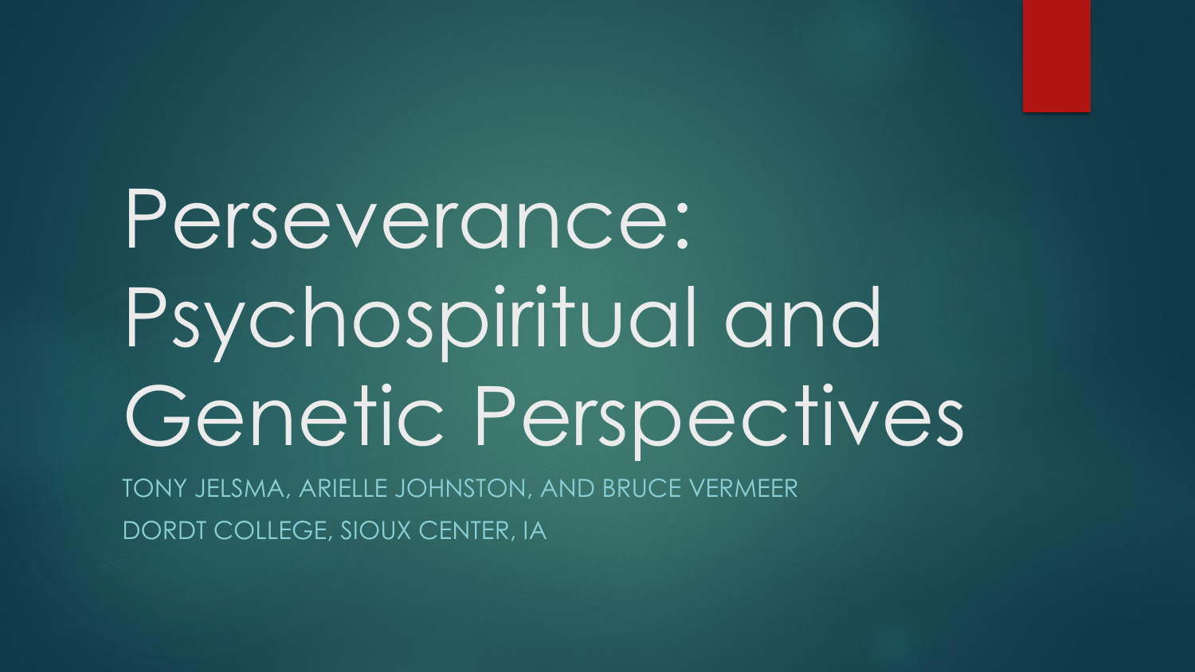# Perseverance: Psychospiritual and Genetic Perspectives

TONY JELSMA, ARIELLE JOHNSTON, AND BRUCE VERMEER

DORDT COLLEGE, SIOUX CENTER, IA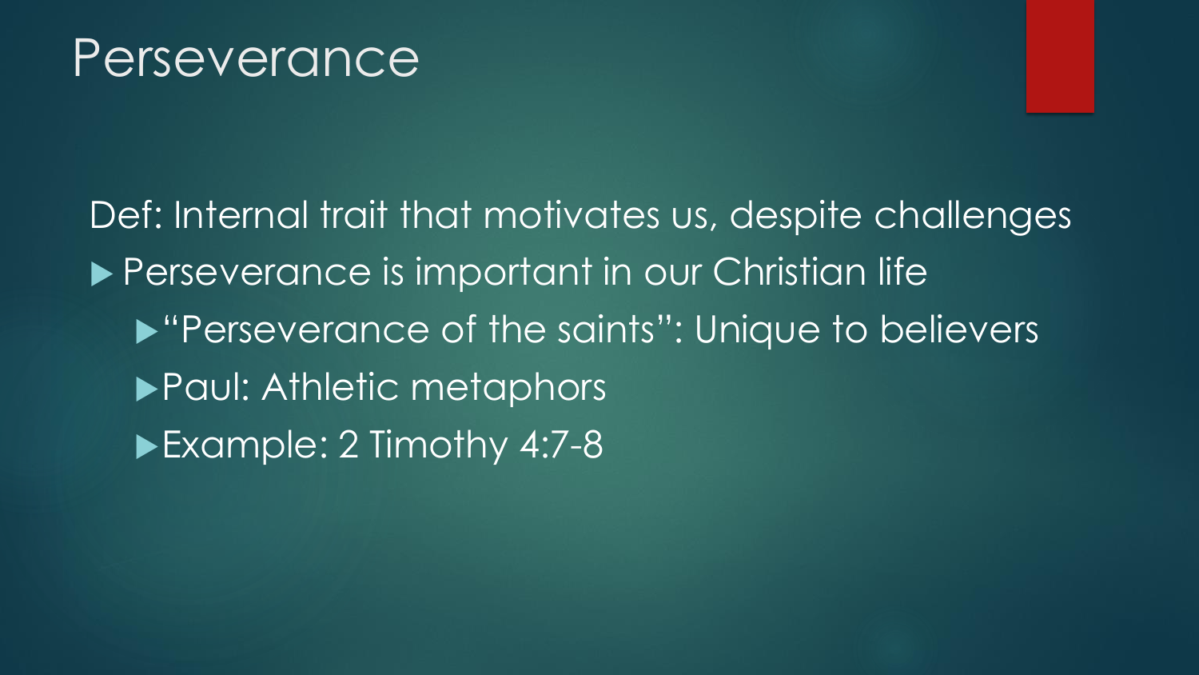# Perseverance

Def: Internal trait that motivates us, despite challenges

- Perseverance is important in our Christian life
  - "Perseverance of the saints": Unique to believers
  - Paul: Athletic metaphors
  - Example: 2 Timothy 4:7-8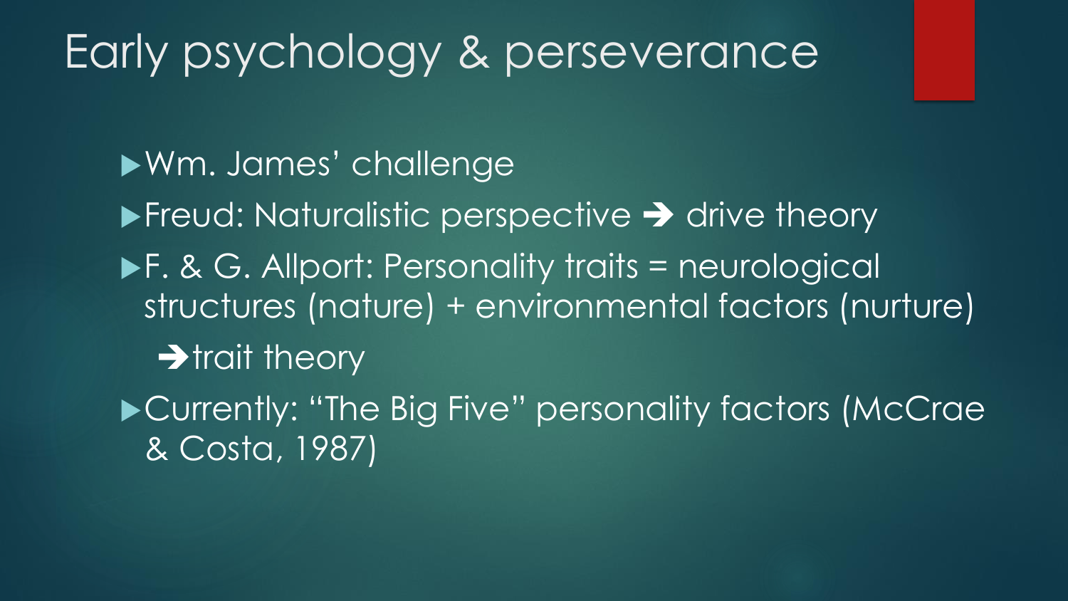# Early psychology & perseverance

- Wm. James' challenge
- Freud: Naturalistic perspective → drive theory
- F. & G. Allport: Personality traits = neurological structures (nature) + environmental factors (nurture)
  - → trait theory
- Currently: "The Big Five" personality factors (McCrae & Costa, 1987)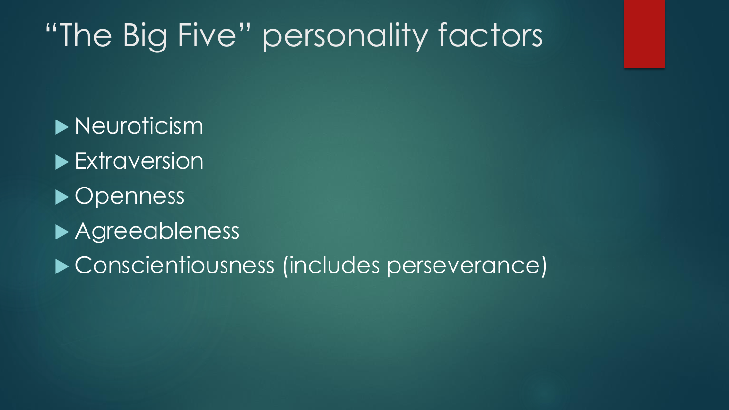# “The Big Five” personality factors

- Neuroticism
- Extraversion
- Openness
- Agreeableness
- Conscientiousness (includes perseverance)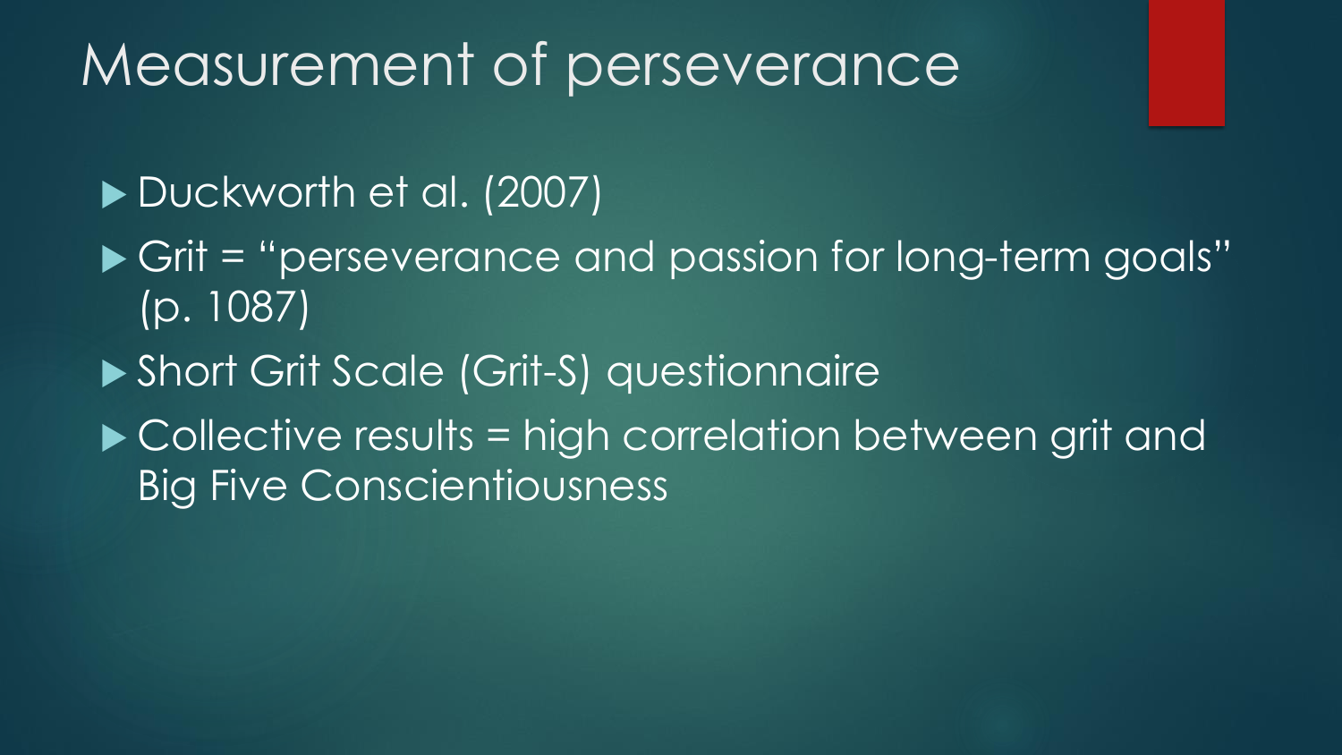# Measurement of perseverance

- Duckworth et al. (2007)
- Grit = "perseverance and passion for long-term goals" (p. 1087)
- Short Grit Scale (Grit-S) questionnaire
- Collective results = high correlation between grit and Big Five Conscientiousness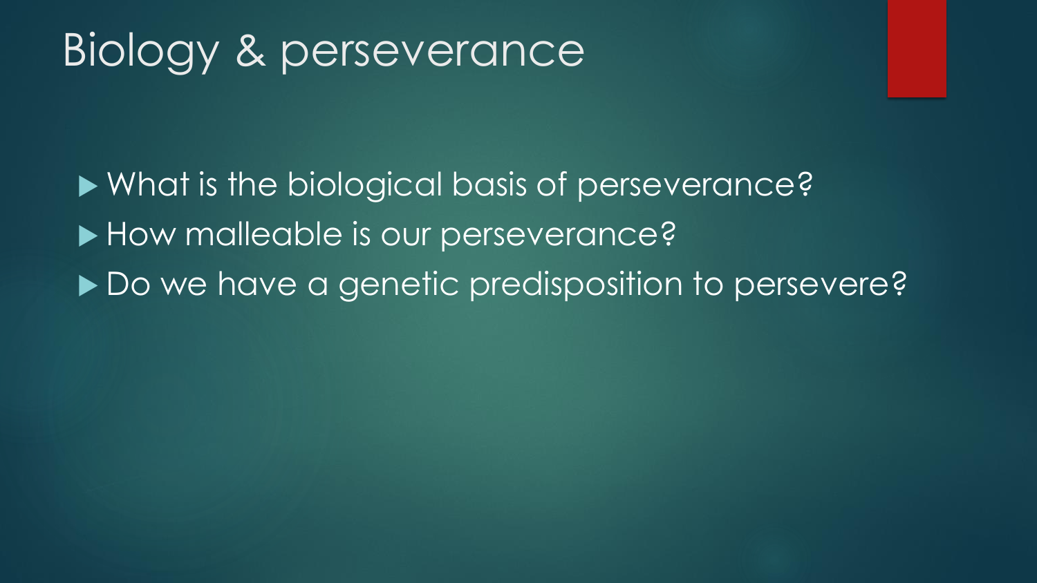# Biology & perseverance

- What is the biological basis of perseverance?
- How malleable is our perseverance?
- Do we have a genetic predisposition to persevere?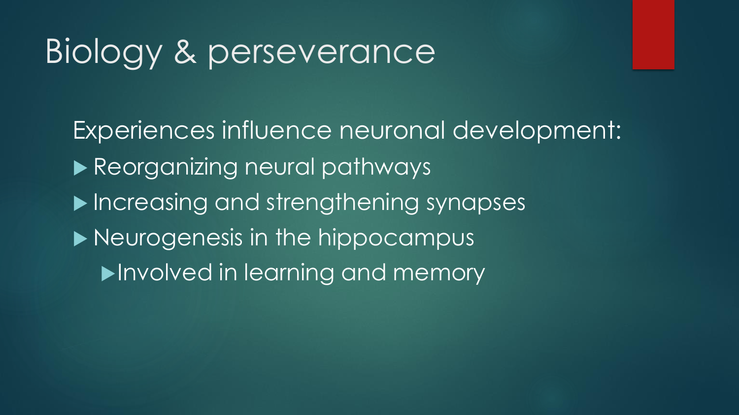# Biology & perseverance

Experiences influence neuronal development:

- Reorganizing neural pathways
- Increasing and strengthening synapses
- Neurogenesis in the hippocampus
  - Involved in learning and memory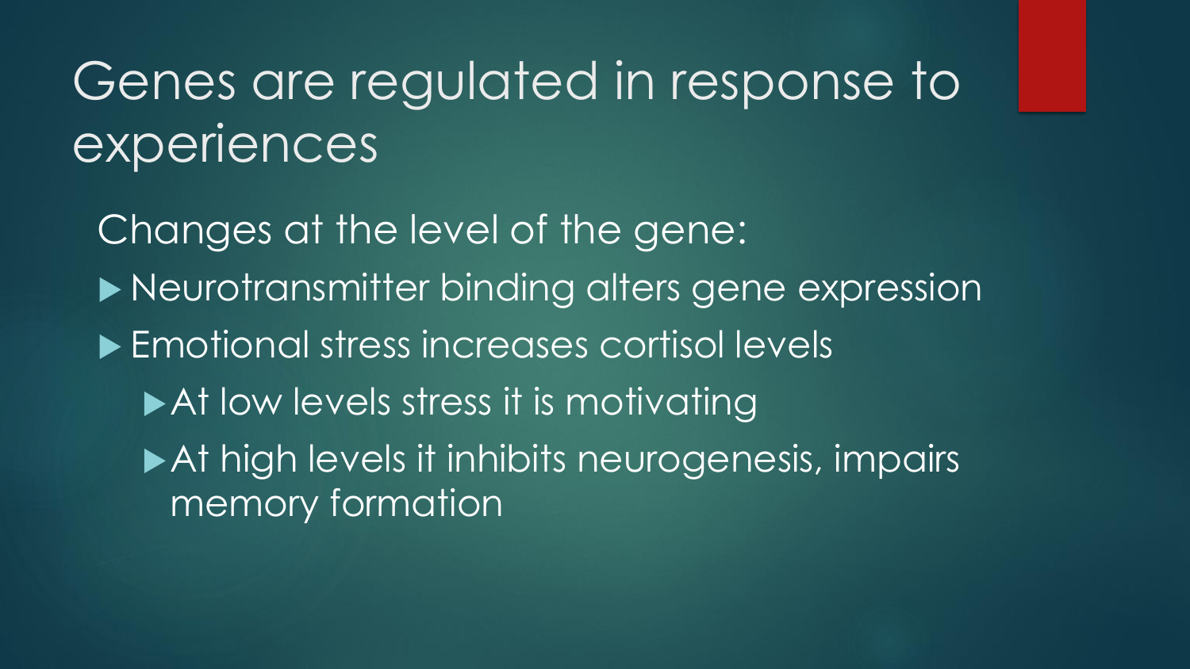# Genes are regulated in response to experiences

Changes at the level of the gene:

- Neurotransmitter binding alters gene expression
- Emotional stress increases cortisol levels
  - At low levels stress it is motivating
  - At high levels it inhibits neurogenesis, impairs memory formation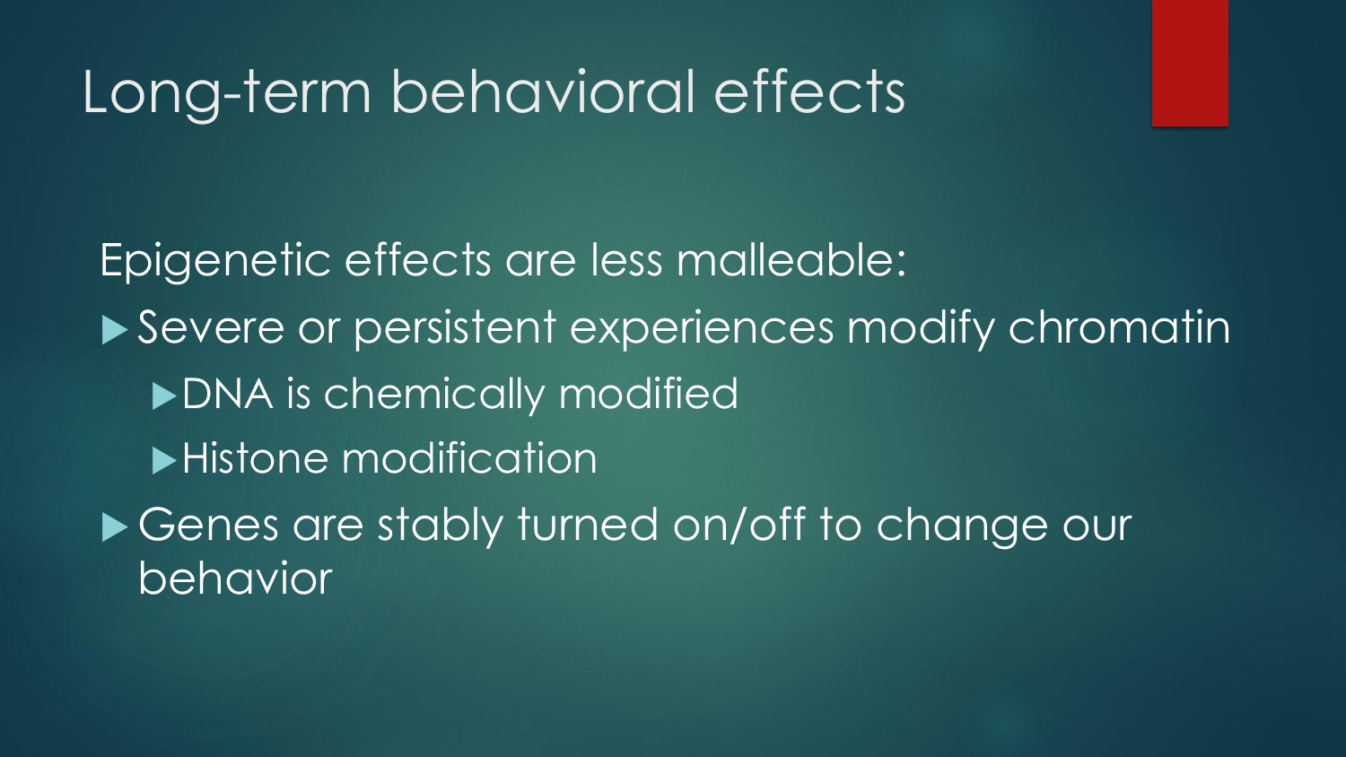# Long-term behavioral effects

Epigenetic effects are less malleable:

- Severe or persistent experiences modify chromatin
  - DNA is chemically modified
  - Histone modification
- Genes are stably turned on/off to change our behavior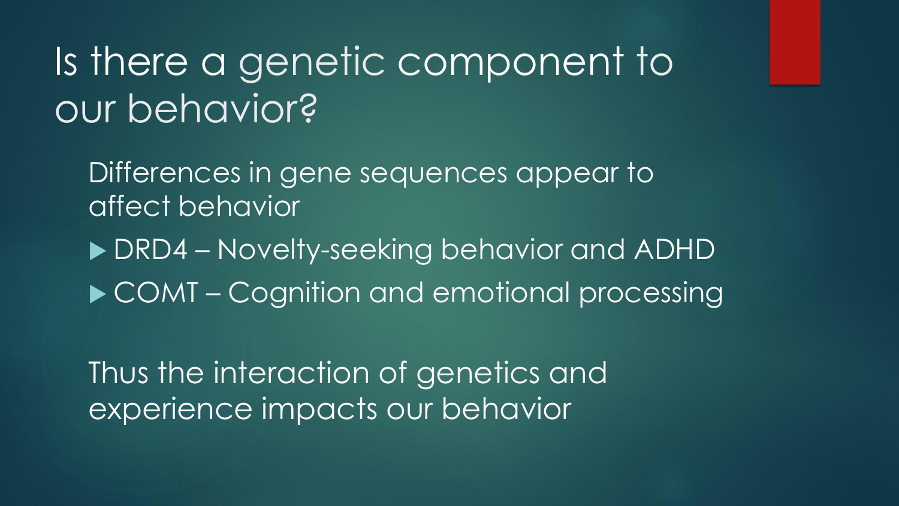# Is there a genetic component to our behavior?

Differences in gene sequences appear to affect behavior

- DRD4 – Novelty-seeking behavior and ADHD
- COMT – Cognition and emotional processing

Thus the interaction of genetics and experience impacts our behavior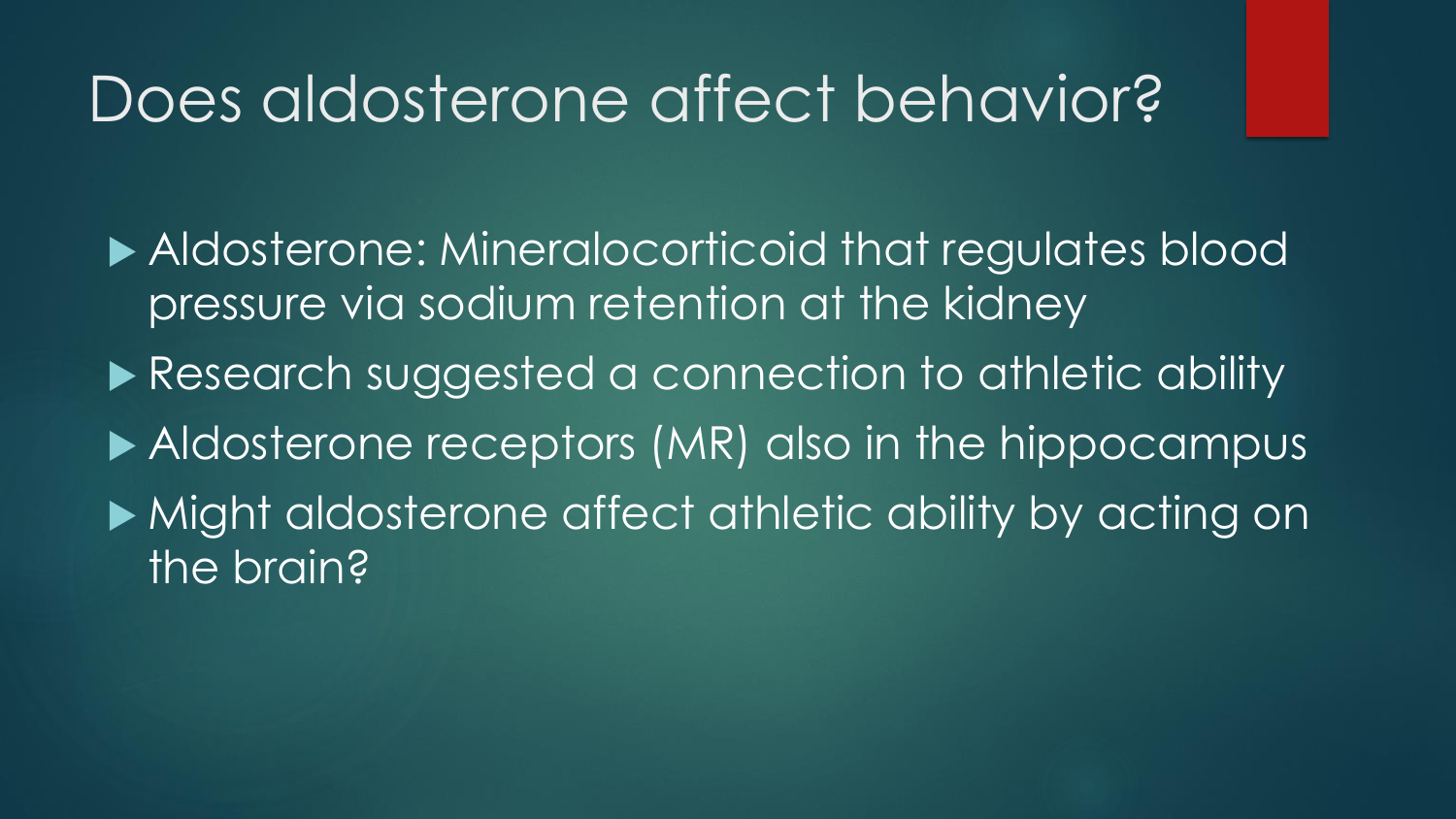# Does aldosterone affect behavior?

- Aldosterone: Mineralocorticoid that regulates blood pressure via sodium retention at the kidney
- Research suggested a connection to athletic ability
- Aldosterone receptors (MR) also in the hippocampus
- Might aldosterone affect athletic ability by acting on the brain?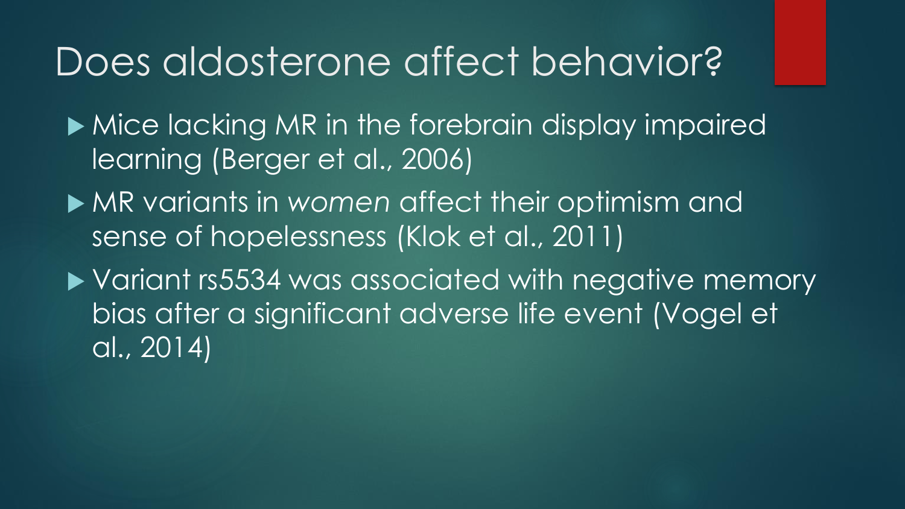# Does aldosterone affect behavior?

- Mice lacking MR in the forebrain display impaired learning (Berger et al., 2006)
- MR variants in *women* affect their optimism and sense of hopelessness (Klok et al., 2011)
- Variant rs5534 was associated with negative memory bias after a significant adverse life event (Vogel et al., 2014)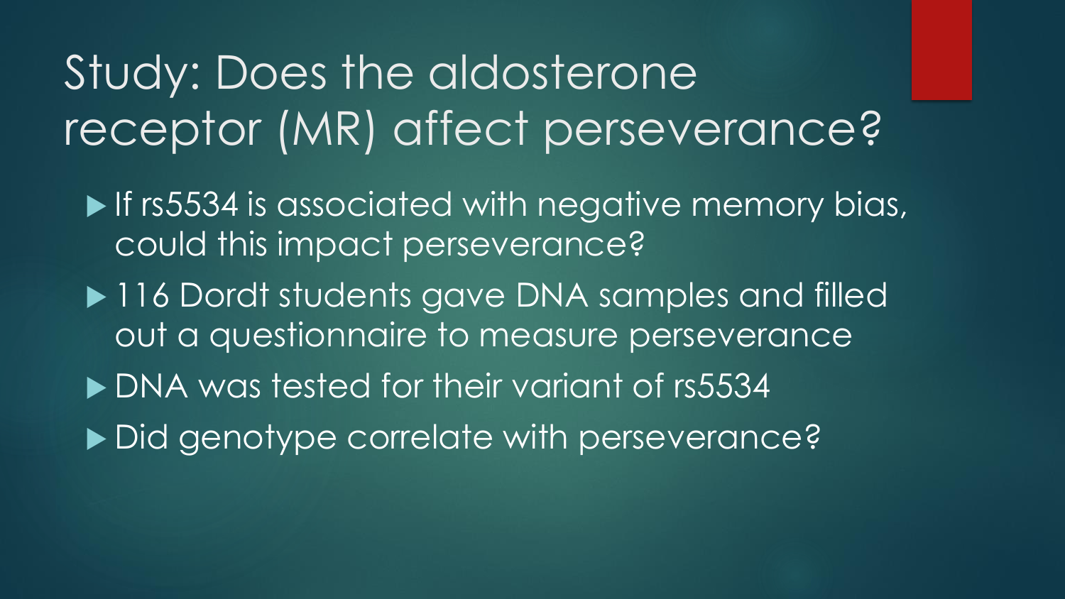# Study: Does the aldosterone receptor (MR) affect perseverance?

- If rs5534 is associated with negative memory bias, could this impact perseverance?
- 116 Dordt students gave DNA samples and filled out a questionnaire to measure perseverance
- DNA was tested for their variant of rs5534
- Did genotype correlate with perseverance?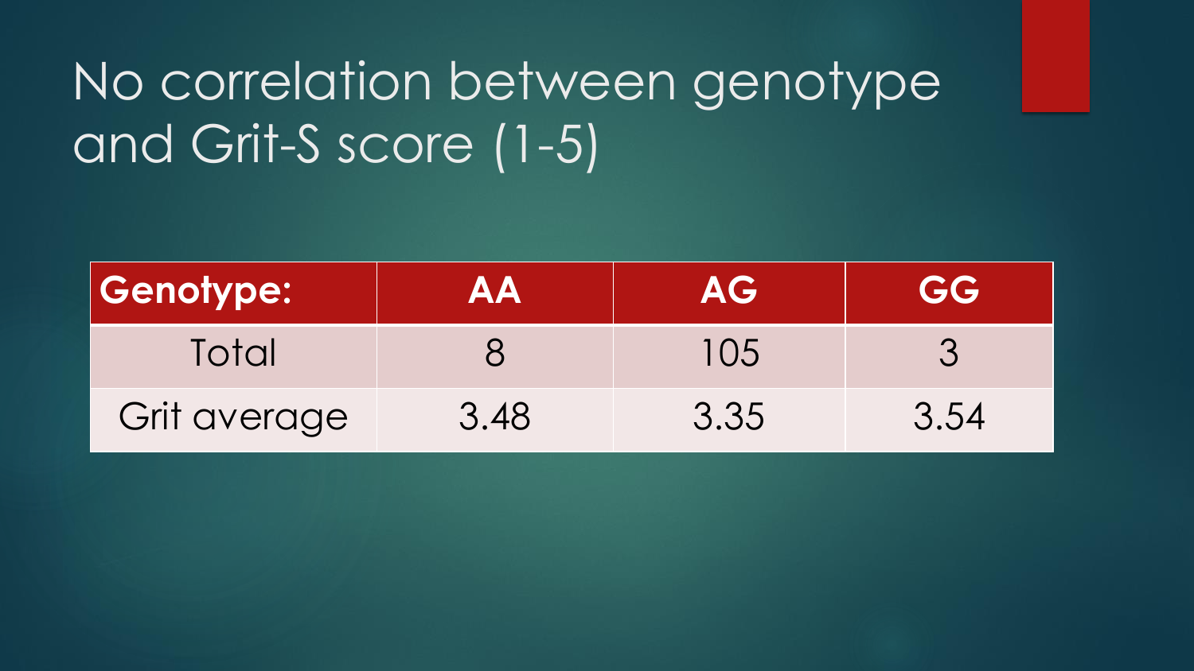# No correlation between genotype and Grit-S score (1-5)

| Genotype: | AA | AG | GG |
|---|---|---|---|
| Total | 8 | 105 | 3 |
| Grit average | 3.48 | 3.35 | 3.54 |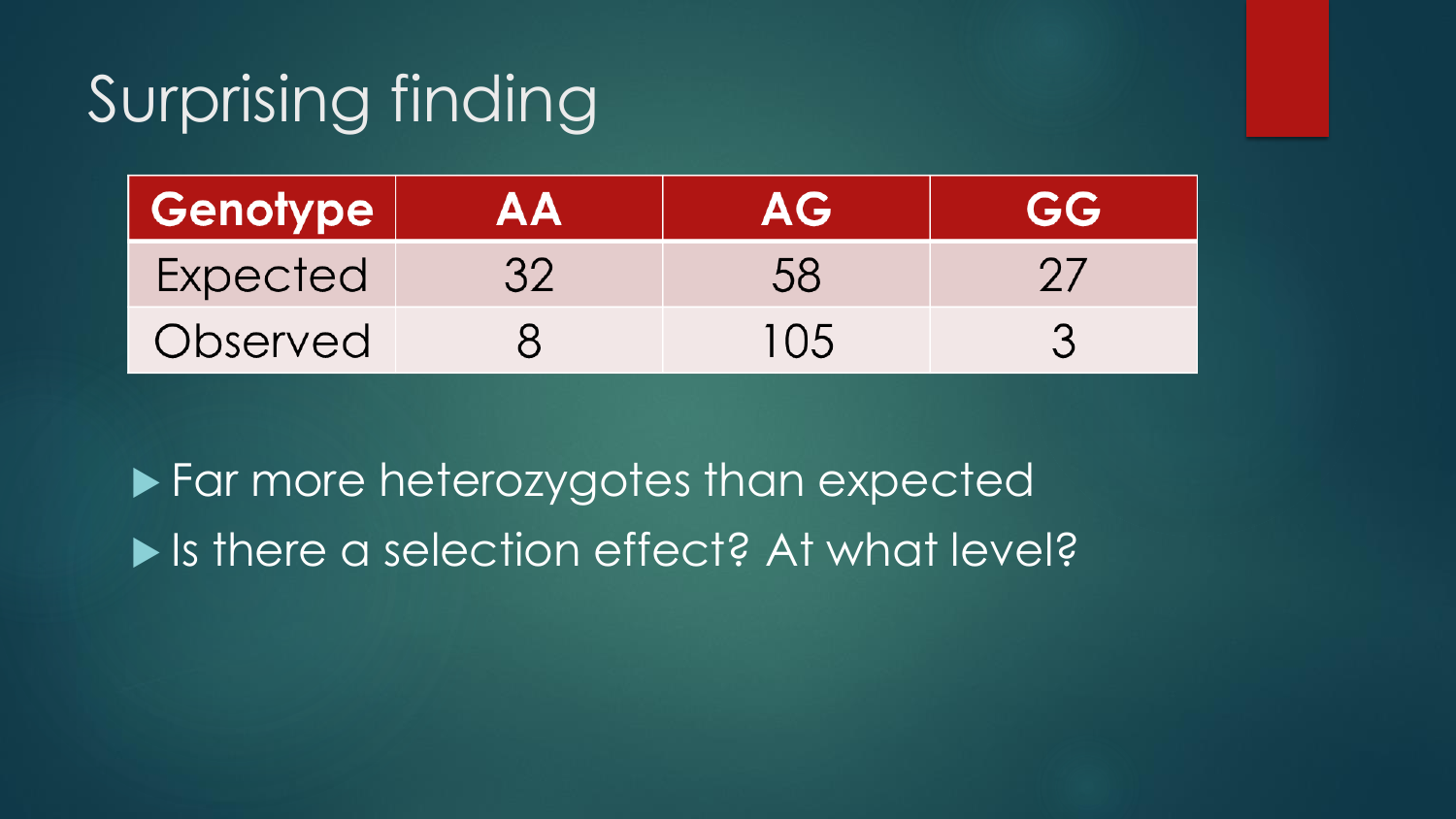# Surprising finding

| Genotype | AA | AG | GG |
|---|---|---|---|
| Expected | 32 | 58 | 27 |
| Observed | 8 | 105 | 3 |

- Far more heterozygotes than expected
- Is there a selection effect? At what level?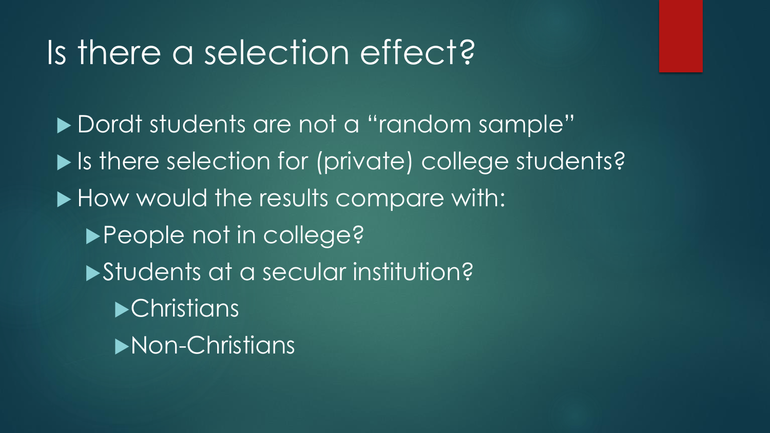# Is there a selection effect?

- Dordt students are not a "random sample"
- Is there selection for (private) college students?
- How would the results compare with:
  - People not in college?
  - Students at a secular institution?
    - Christians
    - Non-Christians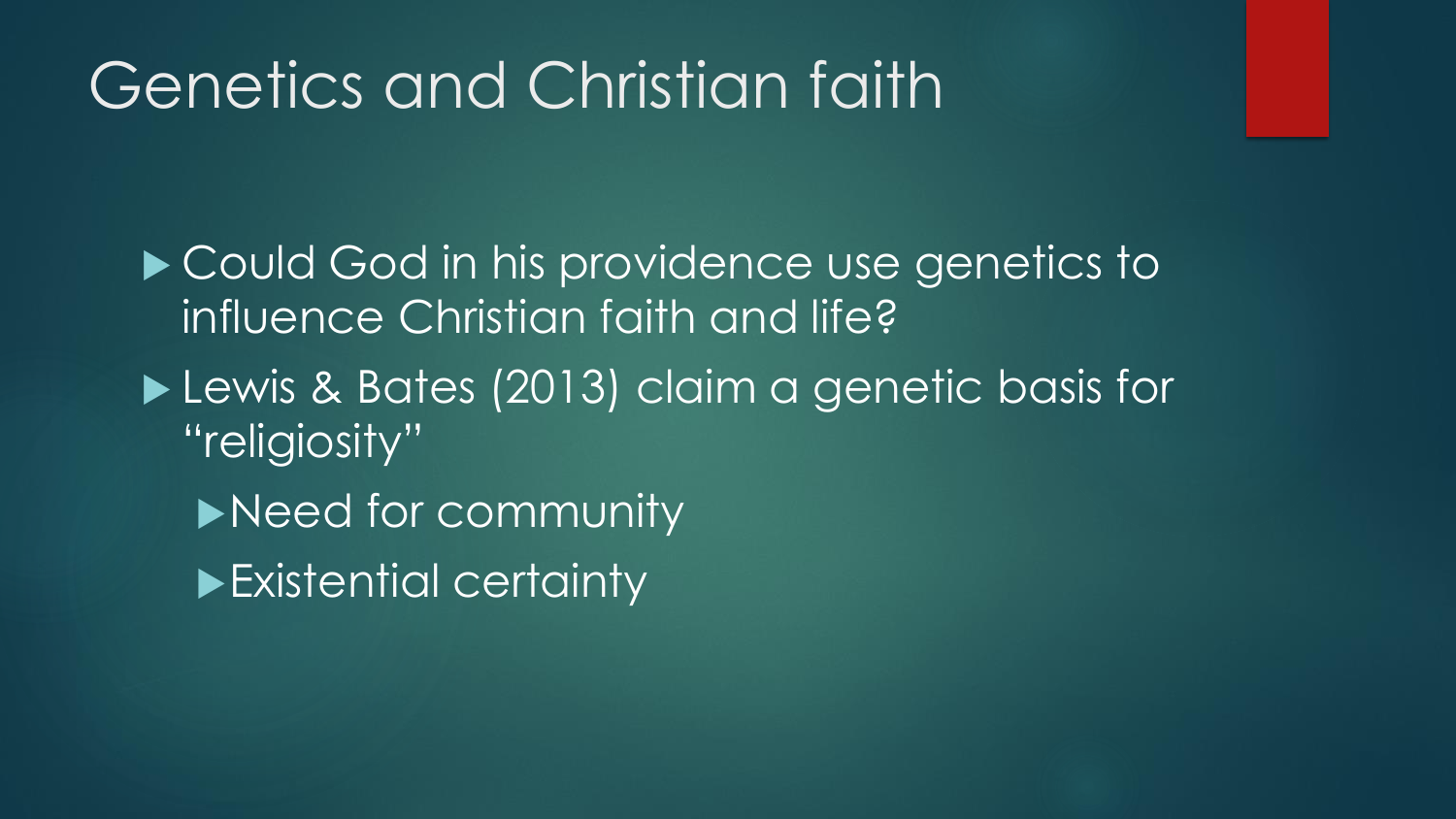# Genetics and Christian faith

- Could God in his providence use genetics to influence Christian faith and life?
- Lewis & Bates (2013) claim a genetic basis for "religiosity"
  - Need for community
  - Existential certainty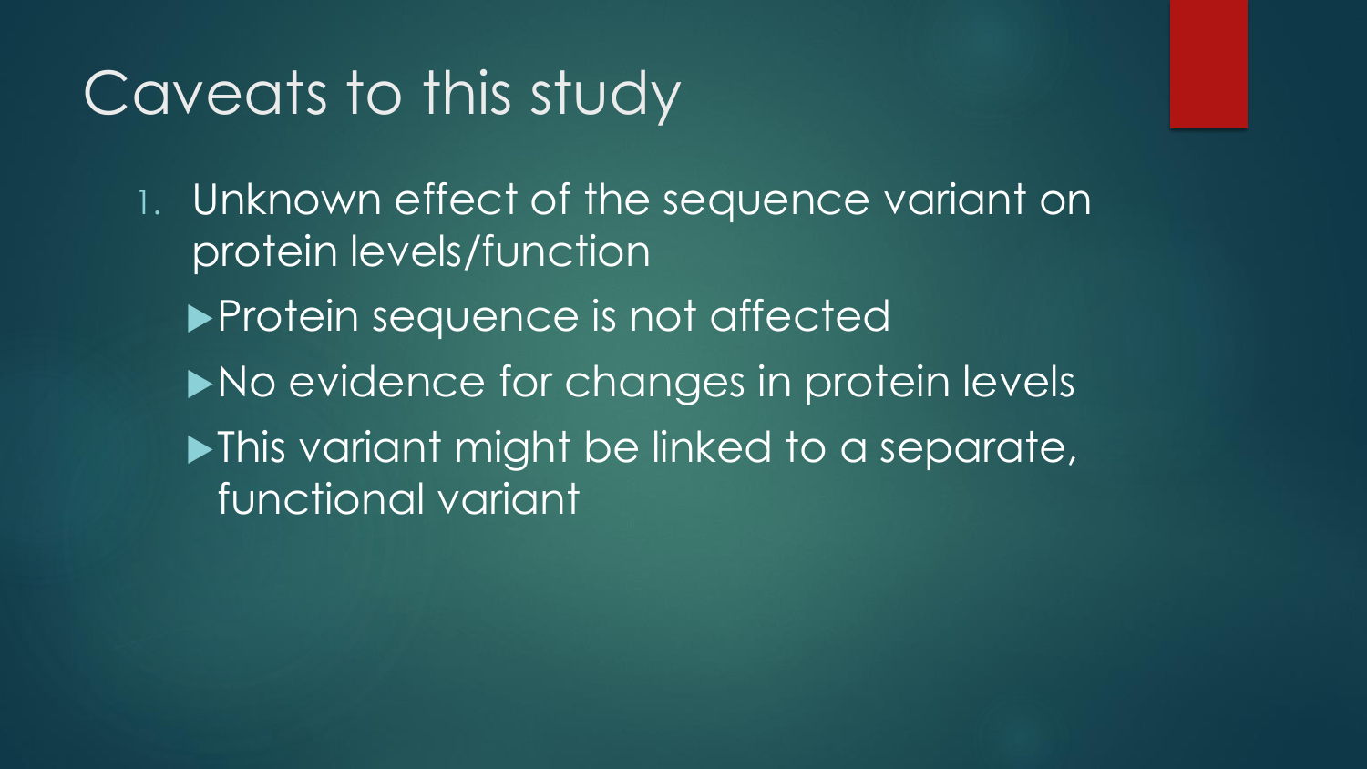# Caveats to this study

1. Unknown effect of the sequence variant on protein levels/function
   - Protein sequence is not affected
   - No evidence for changes in protein levels
   - This variant might be linked to a separate, functional variant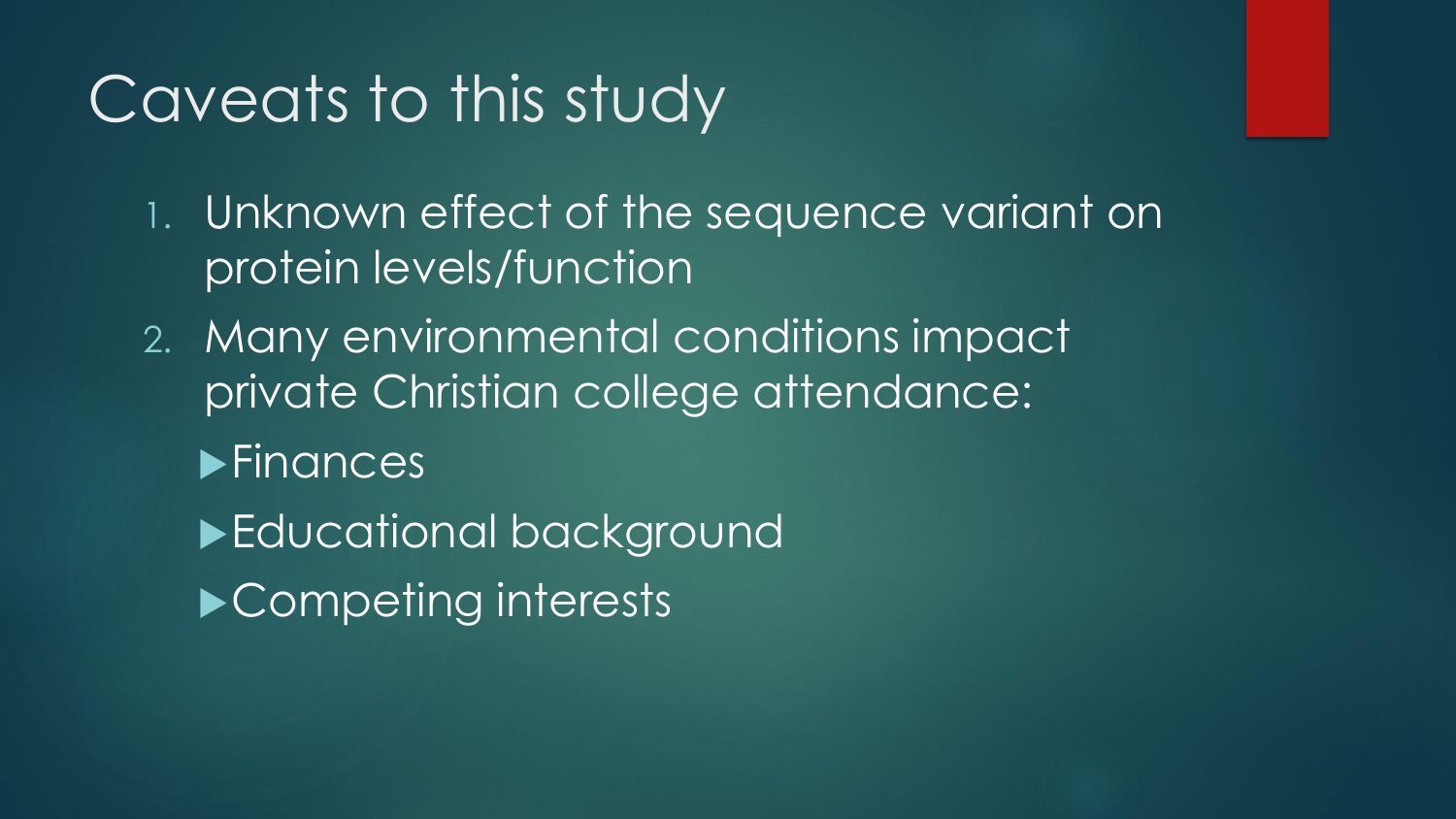# Caveats to this study

1. Unknown effect of the sequence variant on protein levels/function
2. Many environmental conditions impact private Christian college attendance:
   - Finances
   - Educational background
   - Competing interests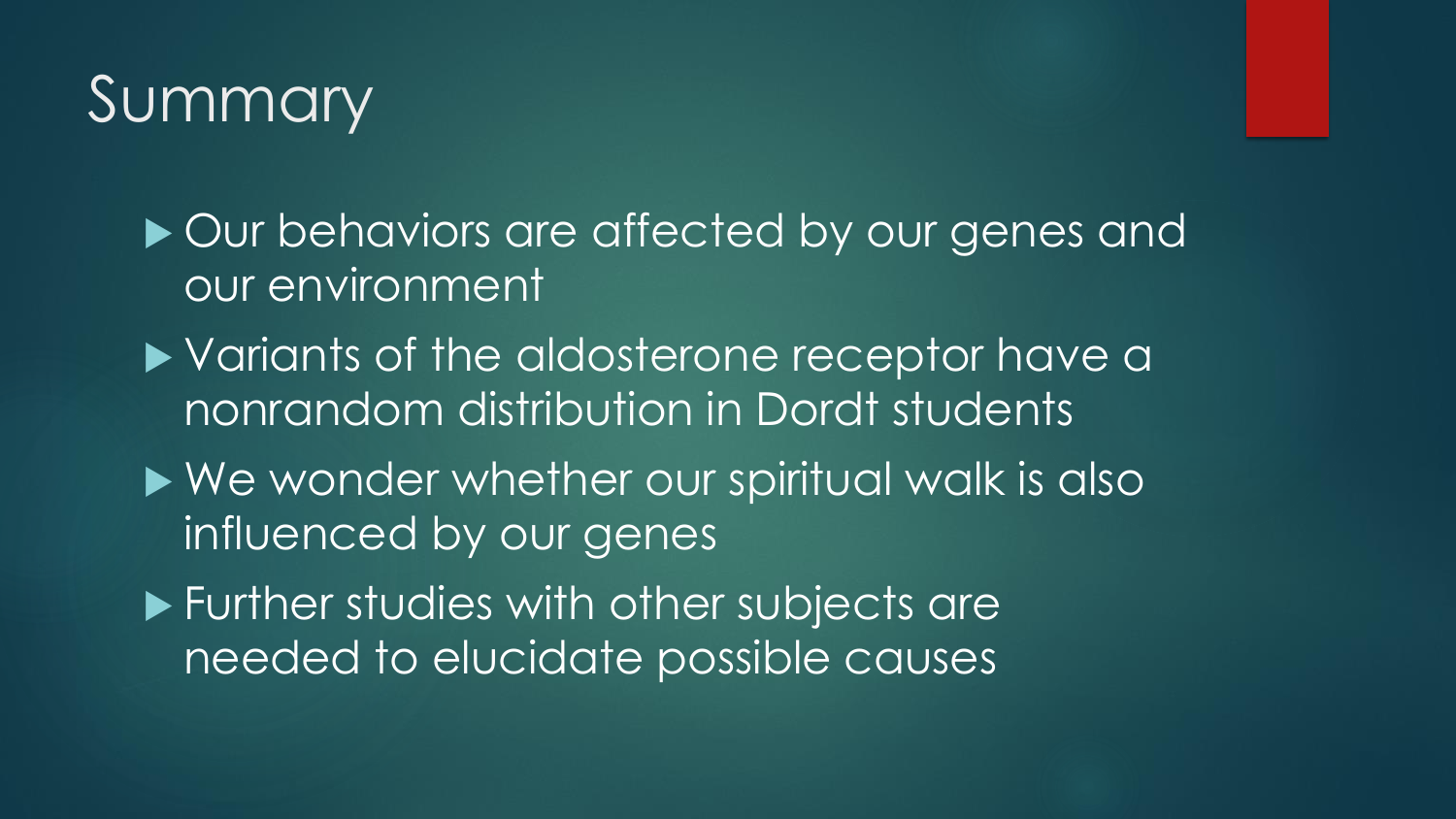# Summary

- Our behaviors are affected by our genes and our environment
- Variants of the aldosterone receptor have a nonrandom distribution in Dordt students
- We wonder whether our spiritual walk is also influenced by our genes
- Further studies with other subjects are needed to elucidate possible causes